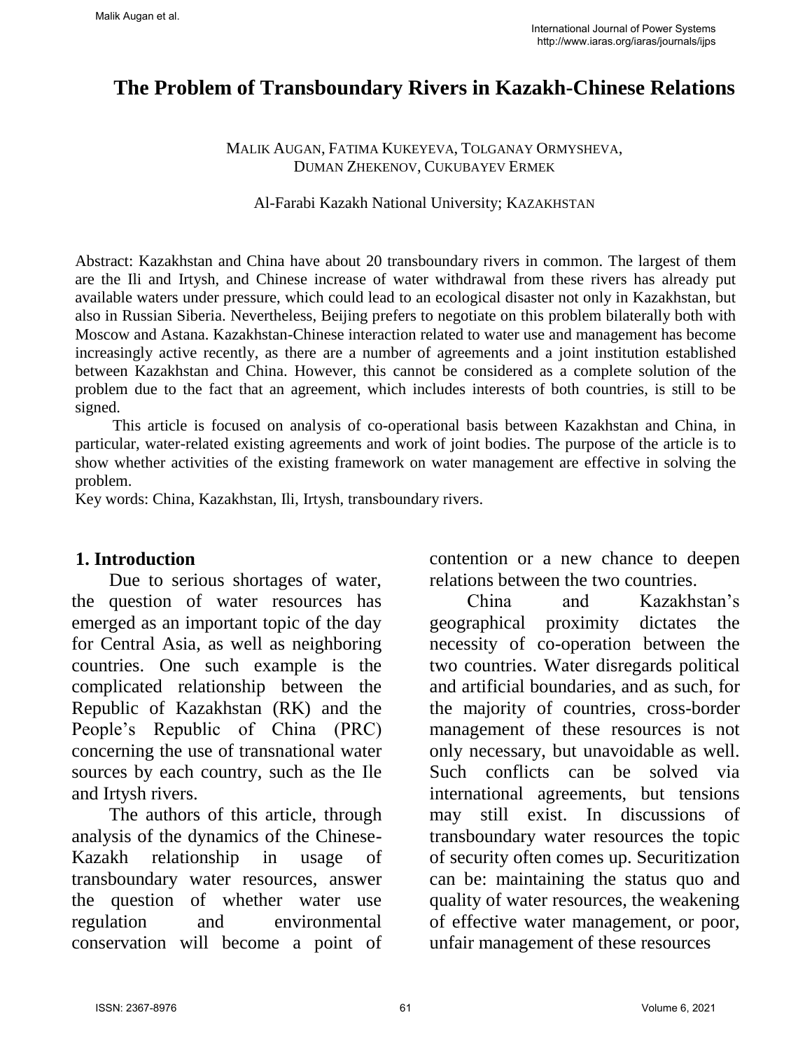# The Problem of Transboundary Rivers in Kazakh-Chinese Relations

MALIK AUGAN, FATIMA KUKEYEVA, TOLGANAY ORMYSHEVA, DUMAN ZHEKENOV, CUKUBAYEV ERMEK

Al-Farabi Kazakh National University; KAZAKHSTAN

Abstract: Kazakhstan and China have about 20 transboundary rivers in common. The largest of them are the Ili and Irtysh, and Chinese increase of water withdrawal from these rivers has already put available waters under pressure, which could lead to an ecological disaster not only in Kazakhstan, but also in Russian Siberia. Nevertheless, Beijing prefers to negotiate on this problem bilaterally both with Moscow and Astana. Kazakhstan-Chinese interaction related to water use and management has become increasingly active recently, as there are a number of agreements and a joint institution established between Kazakhstan and China. However, this cannot be considered as a complete solution of the problem due to the fact that an agreement, which includes interests of both countries, is still to be signed.

This article is focused on analysis of co-operational basis between Kazakhstan and China, in particular, water-related existing agreements and work of joint bodies. The purpose of the article is to show whether activities of the existing framework on water management are effective in solving the problem.

Key words: China, Kazakhstan, Ili, Irtysh, transboundary rivers.

## 1. Introduction

Due to serious shortages of water, the question of water resources has emerged as an important topic of the day for Central Asia, as well as neighboring countries. One such example is the complicated relationship between the Republic of Kazakhstan (RK) and the People's Republic of China (PRC) concerning the use of transnational water sources by each country, such as the Ile and Irtysh rivers.

The authors of this article, through analysis of the dynamics of the Chinese-Kazakh relationship in usage of transboundary water resources, answer the question of whether water use regulation and environmental conservation will become a point of contention or a new chance to deepen relations between the two countries.

China and Kazakhstan's geographical proximity dictates the necessity of co-operation between the two countries. Water disregards political and artificial boundaries, and as such, for the majority of countries, cross-border management of these resources is not only necessary, but unavoidable as well. Such conflicts can be solved via international agreements, but tensions may still exist. In discussions of transboundary water resources the topic of security often comes up. Securitization can be: maintaining the status quo and quality of water resources, the weakening of effective water management, or poor, unfair management of these resources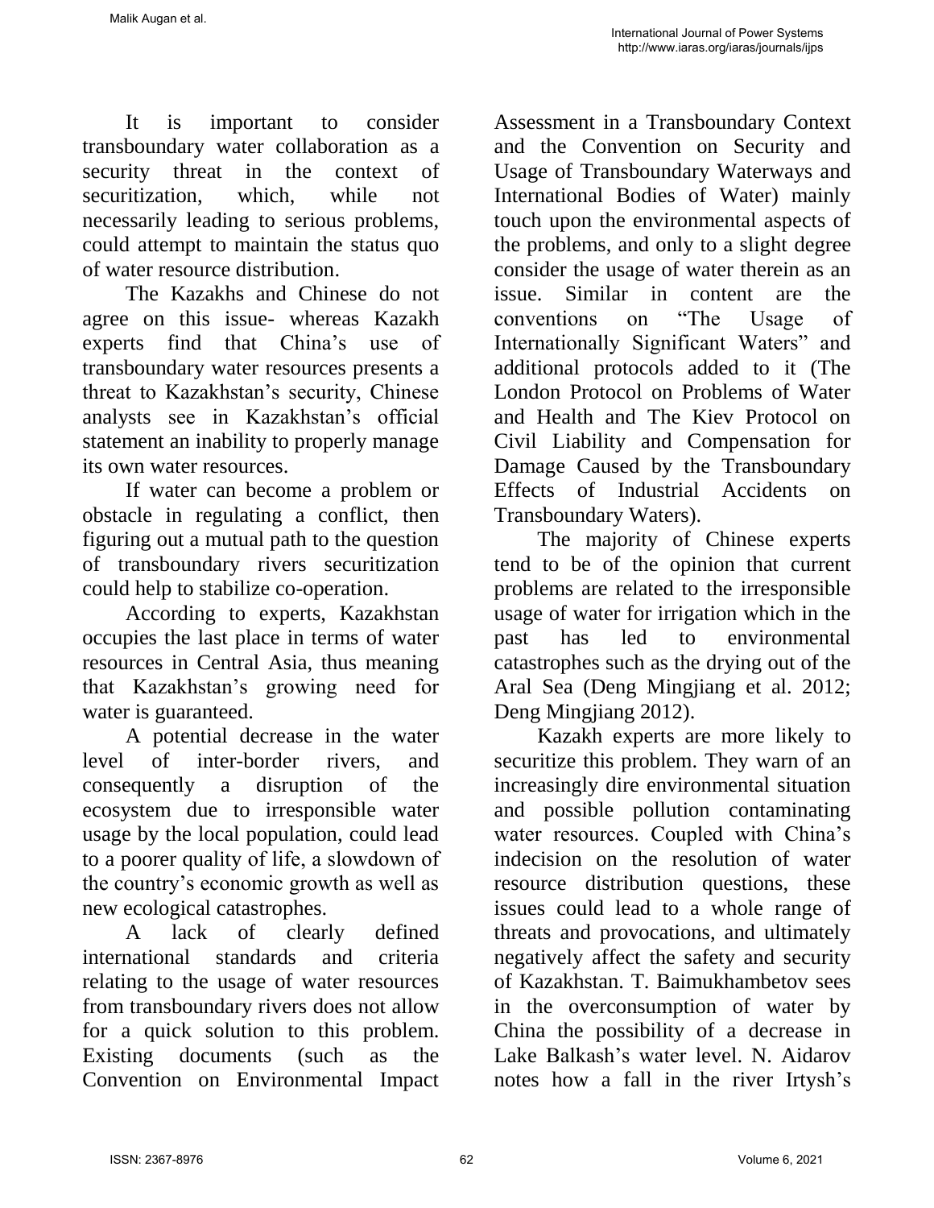It is important to consider transboundary water collaboration as a security threat in the context of securitization, which, while not necessarily leading to serious problems, could attempt to maintain the status quo of water resource distribution.

The Kazakhs and Chinese do not agree on this issue- whereas Kazakh experts find that China's use of transboundary water resources presents a threat to Kazakhstan's security, Chinese analysts see in Kazakhstan's official statement an inability to properly manage its own water resources.

If water can become a problem or obstacle in regulating a conflict, then figuring out a mutual path to the question of transboundary rivers securitization could help to stabilize co-operation.

According to experts, Kazakhstan occupies the last place in terms of water resources in Central Asia, thus meaning that Kazakhstan's growing need for water is guaranteed.

A potential decrease in the water level of inter-border rivers, and consequently a disruption of the ecosystem due to irresponsible water usage by the local population, could lead to a poorer quality of life, a slowdown of the country's economic growth as well as new ecological catastrophes.

A lack of clearly defined international standards and criteria relating to the usage of water resources from transboundary rivers does not allow for a quick solution to this problem. Existing documents (such as the Convention on Environmental Impact Assessment in a Transboundary Context and the Convention on Security and Usage of Transboundary Waterways and International Bodies of Water) mainly touch upon the environmental aspects of the problems, and only to a slight degree consider the usage of water therein as an issue. Similar in content are the conventions on "The Usage of Internationally Significant Waters" and additional protocols added to it (The London Protocol on Problems of Water and Health and The Kiev Protocol on Civil Liability and Compensation for Damage Caused by the Transboundary Effects of Industrial Accidents on Transboundary Waters).

The majority of Chinese experts tend to be of the opinion that current problems are related to the irresponsible usage of water for irrigation which in the past has led to environmental catastrophes such as the drying out of the Aral Sea (Deng Mingjiang et al. 2012; Deng Mingjiang 2012).

Kazakh experts are more likely to securitize this problem. They warn of an increasingly dire environmental situation and possible pollution contaminating water resources. Coupled with China's indecision on the resolution of water resource distribution questions, these issues could lead to a whole range of threats and provocations, and ultimately negatively affect the safety and security of Kazakhstan. T. Baimukhambetov sees in the overconsumption of water by China the possibility of a decrease in Lake Balkash's water level. N. Aidarov notes how a fall in the river Irtysh's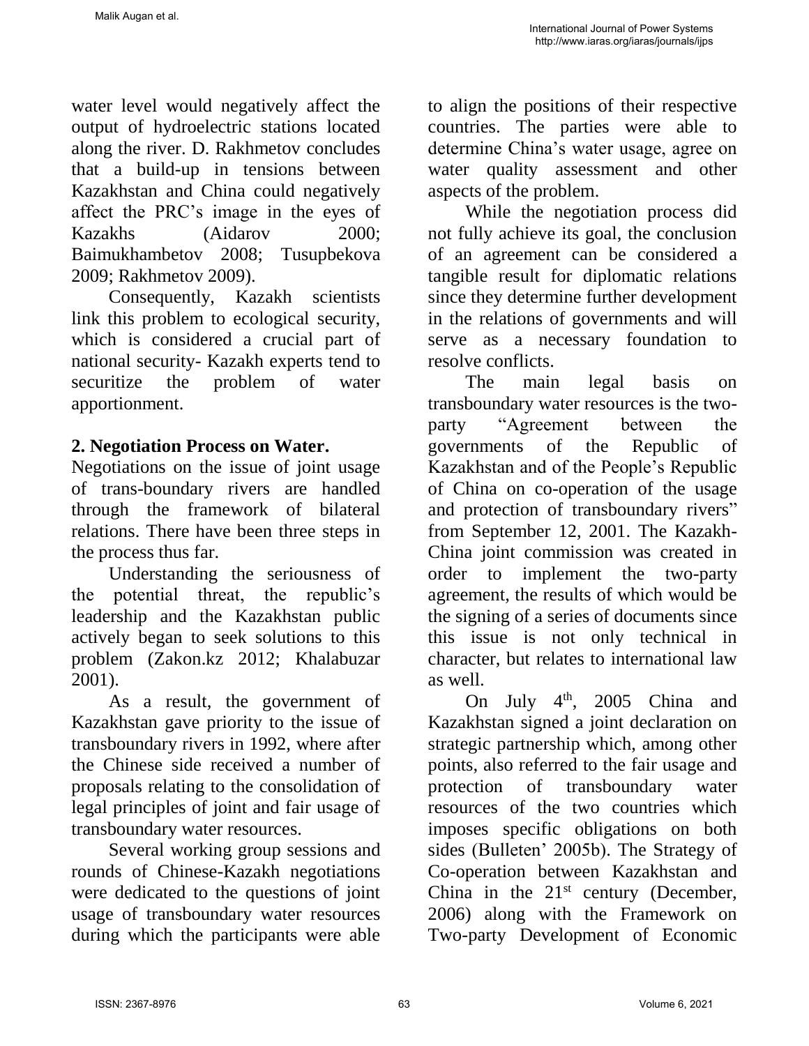water level would negatively affect the output of hydroelectric stations located along the river. D. Rakhmetov concludes that a build-up in tensions between Kazakhstan and China could negatively affect the PRC's image in the eyes of Kazakhs (Aidarov 2000; Baimukhambetov 2008; Tusupbekova 2009; Rakhmetov 2009).

Consequently, Kazakh scientists link this problem to ecological security, which is considered a crucial part of national security- Kazakh experts tend to securitize the problem of water apportionment.

## 2. Negotiation Process on Water.

Negotiations on the issue of joint usage of trans-boundary rivers are handled through the framework of bilateral relations. There have been three steps in the process thus far.

Understanding the seriousness of the potential threat, the republic's leadership and the Kazakhstan public actively began to seek solutions to this problem (Zakon.kz 2012; Khalabuzar 2001).

As a result, the government of Kazakhstan gave priority to the issue of transboundary rivers in 1992, where after the Chinese side received a number of proposals relating to the consolidation of legal principles of joint and fair usage of transboundary water resources.

Several working group sessions and rounds of Chinese-Kazakh negotiations were dedicated to the questions of joint usage of transboundary water resources during which the participants were able to align the positions of their respective countries. The parties were able to determine China's water usage, agree on water quality assessment and other aspects of the problem.

While the negotiation process did not fully achieve its goal, the conclusion of an agreement can be considered a tangible result for diplomatic relations since they determine further development in the relations of governments and will serve as a necessary foundation to resolve conflicts.

The main legal basis on transboundary water resources is the two-party "Agreement between the governments of the Republic of Kazakhstan and of the People's Republic of China on co-operation of the usage and protection of transboundary rivers" from September 12, 2001. The Kazakh-China joint commission was created in order to implement the two-party agreement, the results of which would be the signing of a series of documents since this issue is not only technical in character, but relates to international law as well.

On July 4th, 2005 China and Kazakhstan signed a joint declaration on strategic partnership which, among other points, also referred to the fair usage and protection of transboundary water resources of the two countries which imposes specific obligations on both sides (Bulleten' 2005b). The Strategy of Co-operation between Kazakhstan and China in the 21st century (December, 2006) along with the Framework on Two-party Development of Economic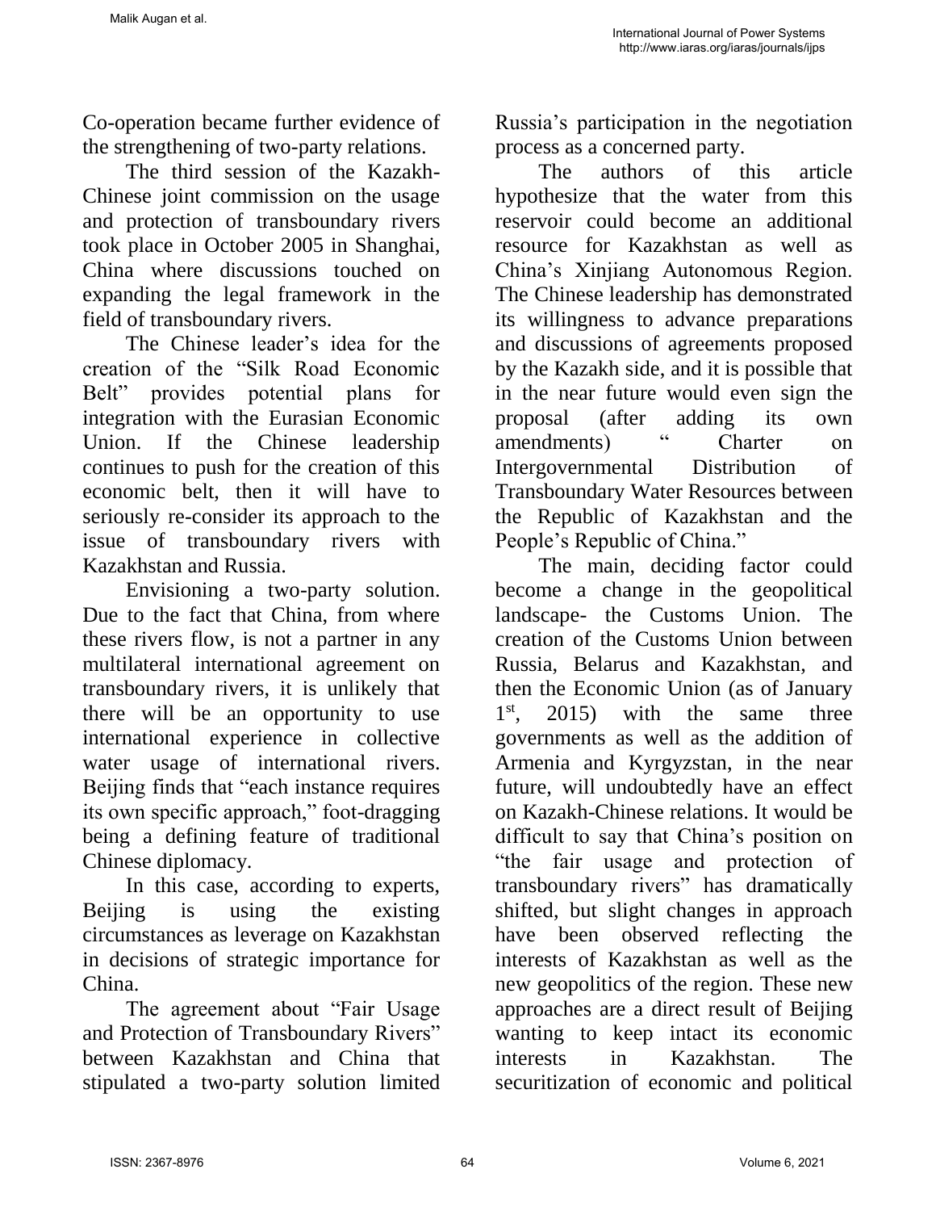Co-operation became further evidence of the strengthening of two-party relations.

The third session of the Kazakh-Chinese joint commission on the usage and protection of transboundary rivers took place in October 2005 in Shanghai, China where discussions touched on expanding the legal framework in the field of transboundary rivers.

The Chinese leader's idea for the creation of the "Silk Road Economic Belt" provides potential plans for integration with the Eurasian Economic Union. If the Chinese leadership continues to push for the creation of this economic belt, then it will have to seriously re-consider its approach to the issue of transboundary rivers with Kazakhstan and Russia.

Envisioning a two-party solution. Due to the fact that China, from where these rivers flow, is not a partner in any multilateral international agreement on transboundary rivers, it is unlikely that there will be an opportunity to use international experience in collective water usage of international rivers. Beijing finds that "each instance requires its own specific approach," foot-dragging being a defining feature of traditional Chinese diplomacy.

In this case, according to experts, Beijing is using the existing circumstances as leverage on Kazakhstan in decisions of strategic importance for China.

The agreement about "Fair Usage and Protection of Transboundary Rivers" between Kazakhstan and China that stipulated a two-party solution limited Russia's participation in the negotiation process as a concerned party.

The authors of this article hypothesize that the water from this reservoir could become an additional resource for Kazakhstan as well as China's Xinjiang Autonomous Region. The Chinese leadership has demonstrated its willingness to advance preparations and discussions of agreements proposed by the Kazakh side, and it is possible that in the near future would even sign the proposal (after adding its own amendments) " Charter on Intergovernmental Distribution of Transboundary Water Resources between the Republic of Kazakhstan and the People's Republic of China."

The main, deciding factor could become a change in the geopolitical landscape- the Customs Union. The creation of the Customs Union between Russia, Belarus and Kazakhstan, and then the Economic Union (as of January 1st, 2015) with the same three governments as well as the addition of Armenia and Kyrgyzstan, in the near future, will undoubtedly have an effect on Kazakh-Chinese relations. It would be difficult to say that China's position on "the fair usage and protection of transboundary rivers" has dramatically shifted, but slight changes in approach have been observed reflecting the interests of Kazakhstan as well as the new geopolitics of the region. These new approaches are a direct result of Beijing wanting to keep intact its economic interests in Kazakhstan. The securitization of economic and political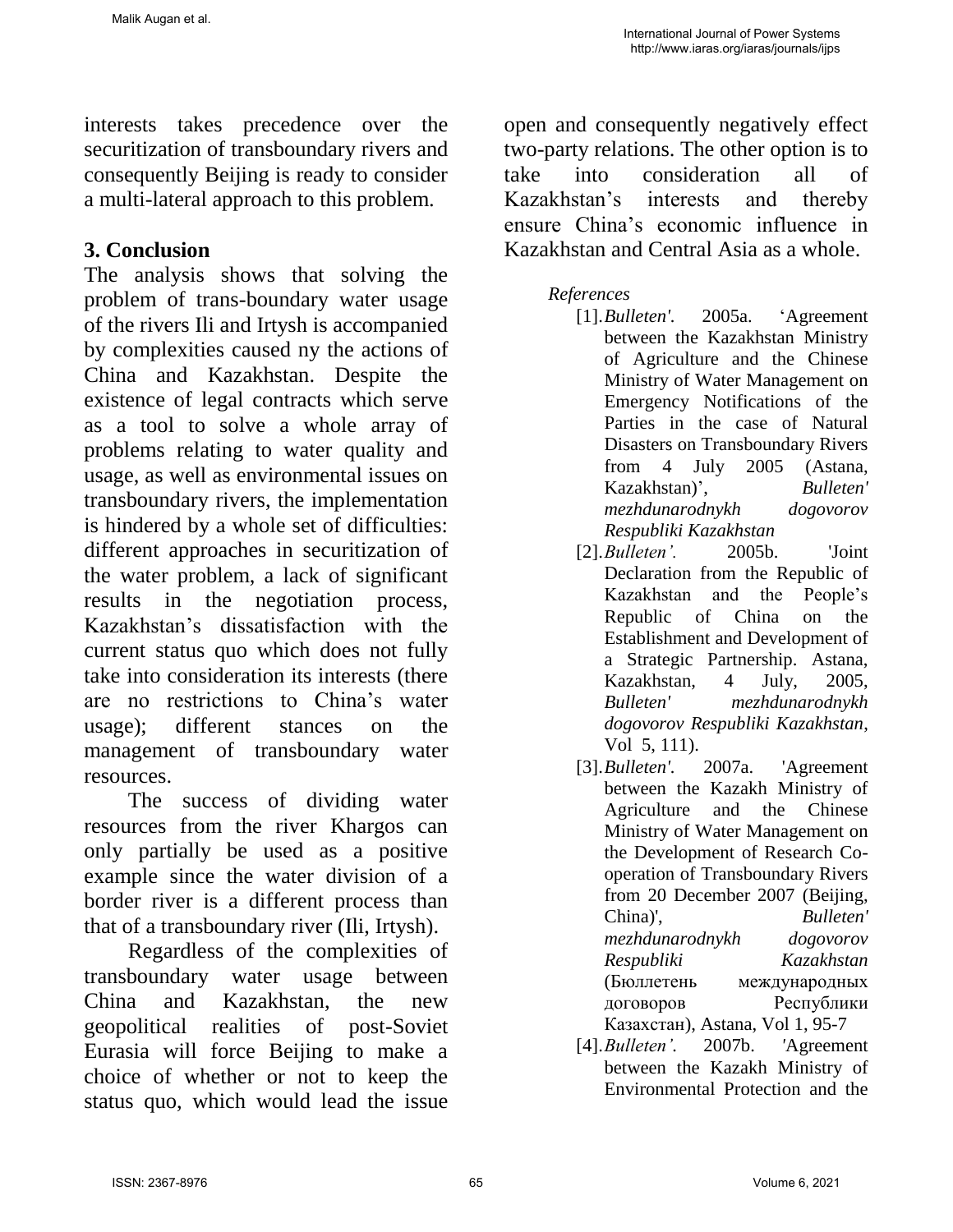interests takes precedence over the securitization of transboundary rivers and consequently Beijing is ready to consider a multi-lateral approach to this problem.

## 3. Conclusion

The analysis shows that solving the problem of trans-boundary water usage of the rivers Ili and Irtysh is accompanied by complexities caused ny the actions of China and Kazakhstan. Despite the existence of legal contracts which serve as a tool to solve a whole array of problems relating to water quality and usage, as well as environmental issues on transboundary rivers, the implementation is hindered by a whole set of difficulties: different approaches in securitization of the water problem, a lack of significant results in the negotiation process, Kazakhstan's dissatisfaction with the current status quo which does not fully take into consideration its interests (there are no restrictions to China's water usage); different stances on the management of transboundary water resources.

The success of dividing water resources from the river Khargos can only partially be used as a positive example since the water division of a border river is a different process than that of a transboundary river (Ili, Irtysh).

Regardless of the complexities of transboundary water usage between China and Kazakhstan, the new geopolitical realities of post-Soviet Eurasia will force Beijing to make a choice of whether or not to keep the status quo, which would lead the issue open and consequently negatively effect two-party relations. The other option is to take into consideration all of Kazakhstan's interests and thereby ensure China's economic influence in Kazakhstan and Central Asia as a whole.

*References*

[1]. *Bulleten'.* 2005a. 'Agreement between the Kazakhstan Ministry of Agriculture and the Chinese Ministry of Water Management on Emergency Notifications of the Parties in the case of Natural Disasters on Transboundary Rivers from 4 July 2005 (Astana, Kazakhstan)', *Bulleten' mezhdunarodnykh dogovorov Respubliki Kazakhstan*

[2]. *Bulleten'.* 2005b. 'Joint Declaration from the Republic of Kazakhstan and the People's Republic of China on the Establishment and Development of a Strategic Partnership. Astana, Kazakhstan, 4 July, 2005, *Bulleten' mezhdunarodnykh dogovorov Respubliki Kazakhstan*, Vol 5, 111).

[3]. *Bulleten'.* 2007a. 'Agreement between the Kazakh Ministry of Agriculture and the Chinese Ministry of Water Management on the Development of Research Co-operation of Transboundary Rivers from 20 December 2007 (Beijing, China)', *Bulleten' mezhdunarodnykh dogovorov Respubliki Kazakhstan* (Бюллетень международных договоров Республики Казахстан), Astana, Vol 1, 95-7

[4]. *Bulleten'.* 2007b. 'Agreement between the Kazakh Ministry of Environmental Protection and the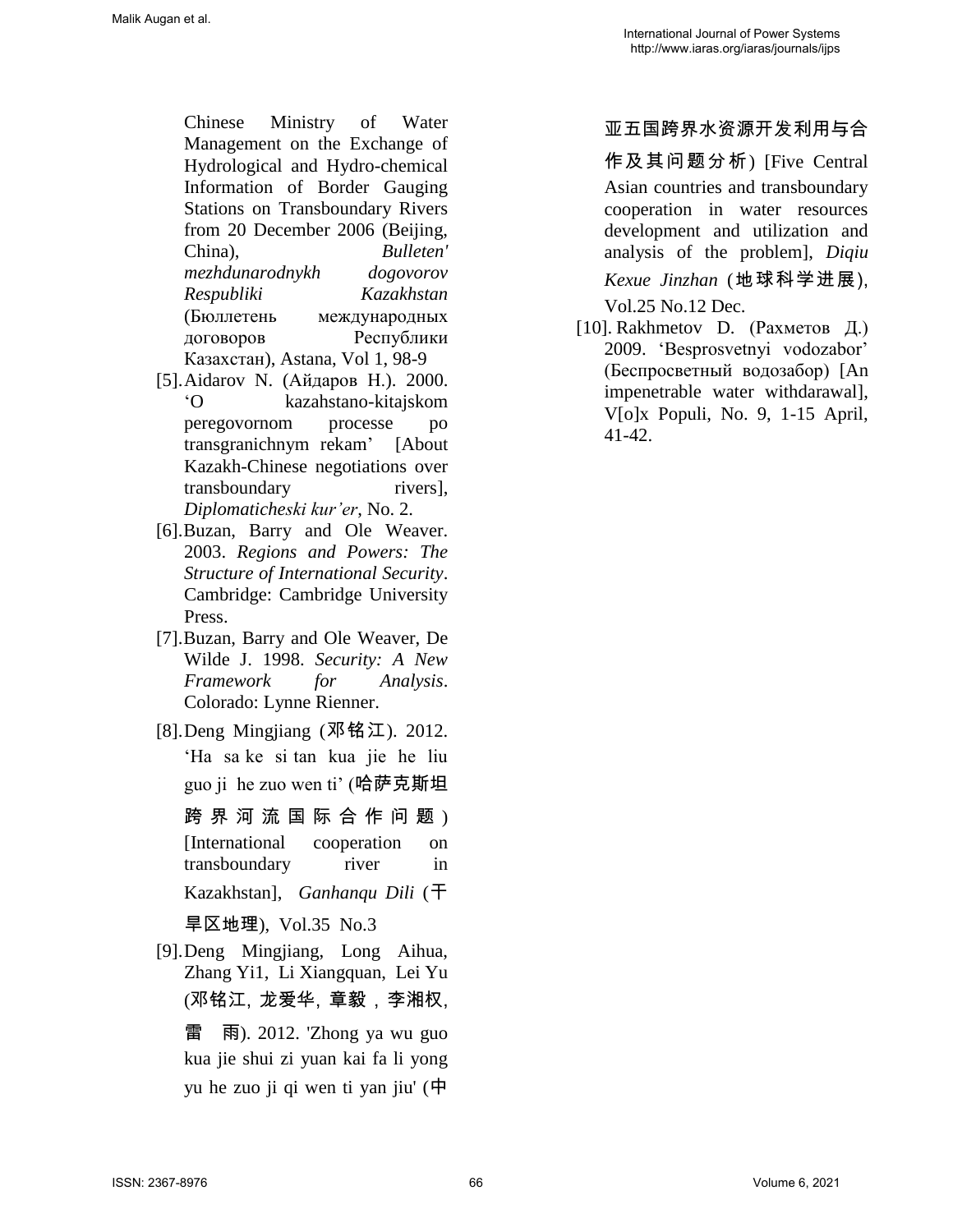Chinese Ministry of Water Management on the Exchange of Hydrological and Hydro-chemical Information of Border Gauging Stations on Transboundary Rivers from 20 December 2006 (Beijing, China), *Bulleten' mezhdunarodnykh dogovorov Respubliki Kazakhstan* (Бюллетень международных договоров Республики Казахстан), Astana, Vol 1, 98-9

[5]. Aidarov N. (Айдаров Н.). 2000. 'O kazahstano-kitajskom peregovornom processe po transgranichnym rekam' [About Kazakh-Chinese negotiations over transboundary rivers], *Diplomaticheski kur'er*, No. 2.

[6]. Buzan, Barry and Ole Weaver. 2003. *Regions and Powers: The Structure of International Security*. Cambridge: Cambridge University Press.

[7]. Buzan, Barry and Ole Weaver, De Wilde J. 1998. *Security: A New Framework for Analysis*. Colorado: Lynne Rienner.

[8]. Deng Mingjiang (邓铭江). 2012. 'Ha sa ke si tan kua jie he liu guo ji he zuo wen ti' (哈萨克斯坦跨界河流国际合作问题) [International cooperation on transboundary river in Kazakhstan], *Ganhanqu Dili* (干旱区地理), Vol.35 No.3

[9]. Deng Mingjiang, Long Aihua, Zhang Yi1, Li Xiangquan, Lei Yu (邓铭江, 龙爱华, 章毅，李湘权, 雷 雨). 2012. 'Zhong ya wu guo kua jie shui zi yuan kai fa li yong yu he zuo ji qi wen ti yan jiu' (中亚五国跨界水资源开发利用与合作及其问题分析) [Five Central Asian countries and transboundary cooperation in water resources development and utilization and analysis of the problem], *Diqiu Kexue Jinzhan* (地球科学进展), Vol.25 No.12 Dec.

[10]. Rakhmetov D. (Рахметов Д.) 2009. 'Besprosvetnyi vodozabor' (Беспросветный водозабор) [An impenetrable water withdarawal], V[o]x Populi, No. 9, 1-15 April, 41-42.